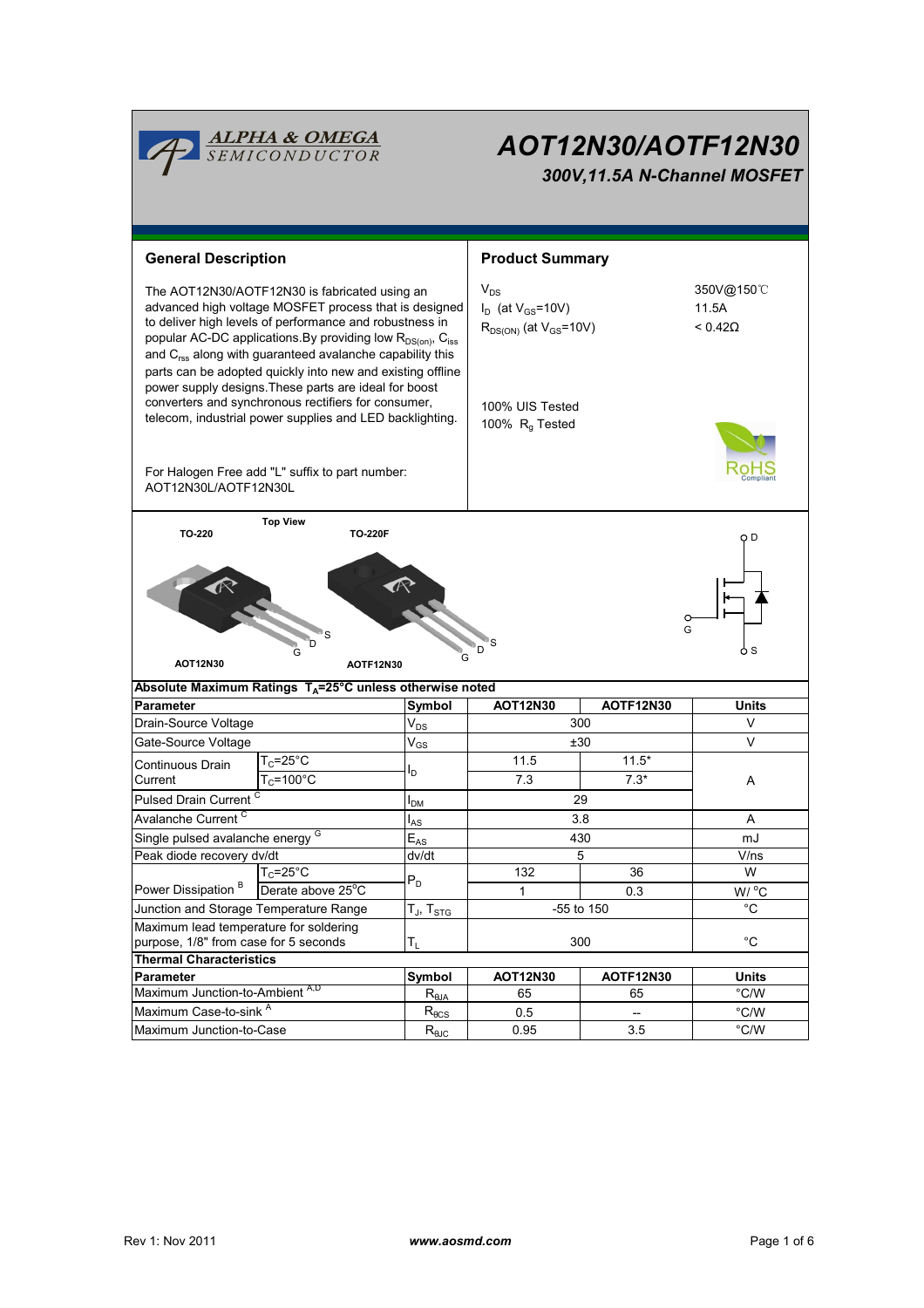# AOT12N30/AOTF12N30

### 300V,11.5A N-Channel MOSFET

## General Description

The AOT12N30/AOTF12N30 is fabricated using an advanced high voltage MOSFET process that is designed to deliver high levels of performance and robustness in popular AC-DC applications.By providing low $R_{DS(on)}$, $C_{iss}$ and $C_{rss}$ along with guaranteed avalanche capability this parts can be adopted quickly into new and existing offline power supply designs.These parts are ideal for boost converters and synchronous rectifiers for consumer, telecom, industrial power supplies and LED backlighting.

For Halogen Free add "L" suffix to part number: AOT12N30L/AOTF12N30L

## Product Summary

| | |
|---|---|
| $V_{DS}$ | 350V@150℃ |
| $I_D$ (at $V_{GS}$=10V) | 11.5A |
| $R_{DS(ON)}$ (at $V_{GS}$=10V) | < 0.42Ω |

100% UIS Tested
100% $R_g$ Tested

Top View

TO-220 — AOT12N30 (G D S)
TO-220F — AOTF12N30 (G D S)

## Absolute Maximum Ratings $T_A$=25°C unless otherwise noted

| Parameter | | Symbol | AOT12N30 | AOTF12N30 | Units |
|---|---|---|---|---|---|
| Drain-Source Voltage | | $V_{DS}$ | 300 | | V |
| Gate-Source Voltage | | $V_{GS}$ | ±30 | | V |
| Continuous Drain Current | $T_C$=25°C | $I_D$ | 11.5 | 11.5* | A |
| | $T_C$=100°C | | 7.3 | 7.3* | |
| Pulsed Drain Current [C] | | $I_{DM}$ | 29 | | |
| Avalanche Current [C] | | $I_{AS}$ | 3.8 | | A |
| Single pulsed avalanche energy [G] | | $E_{AS}$ | 430 | | mJ |
| Peak diode recovery dv/dt | | dv/dt | 5 | | V/ns |
| Power Dissipation [B] | $T_C$=25°C | $P_D$ | 132 | 36 | W |
| | Derate above 25°C | | 1 | 0.3 | W/ °C |
| Junction and Storage Temperature Range | | $T_J$, $T_{STG}$ | -55 to 150 | | °C |
| Maximum lead temperature for soldering purpose, 1/8" from case for 5 seconds | | $T_L$ | 300 | | °C |

## Thermal Characteristics

| Parameter | Symbol | AOT12N30 | AOTF12N30 | Units |
|---|---|---|---|---|
| Maximum Junction-to-Ambient [A,D] | $R_{\theta JA}$ | 65 | 65 | °C/W |
| Maximum Case-to-sink [A] | $R_{\theta CS}$ | 0.5 | -- | °C/W |
| Maximum Junction-to-Case | $R_{\theta JC}$ | 0.95 | 3.5 | °C/W |

Rev 1: Nov 2011 www.aosmd.com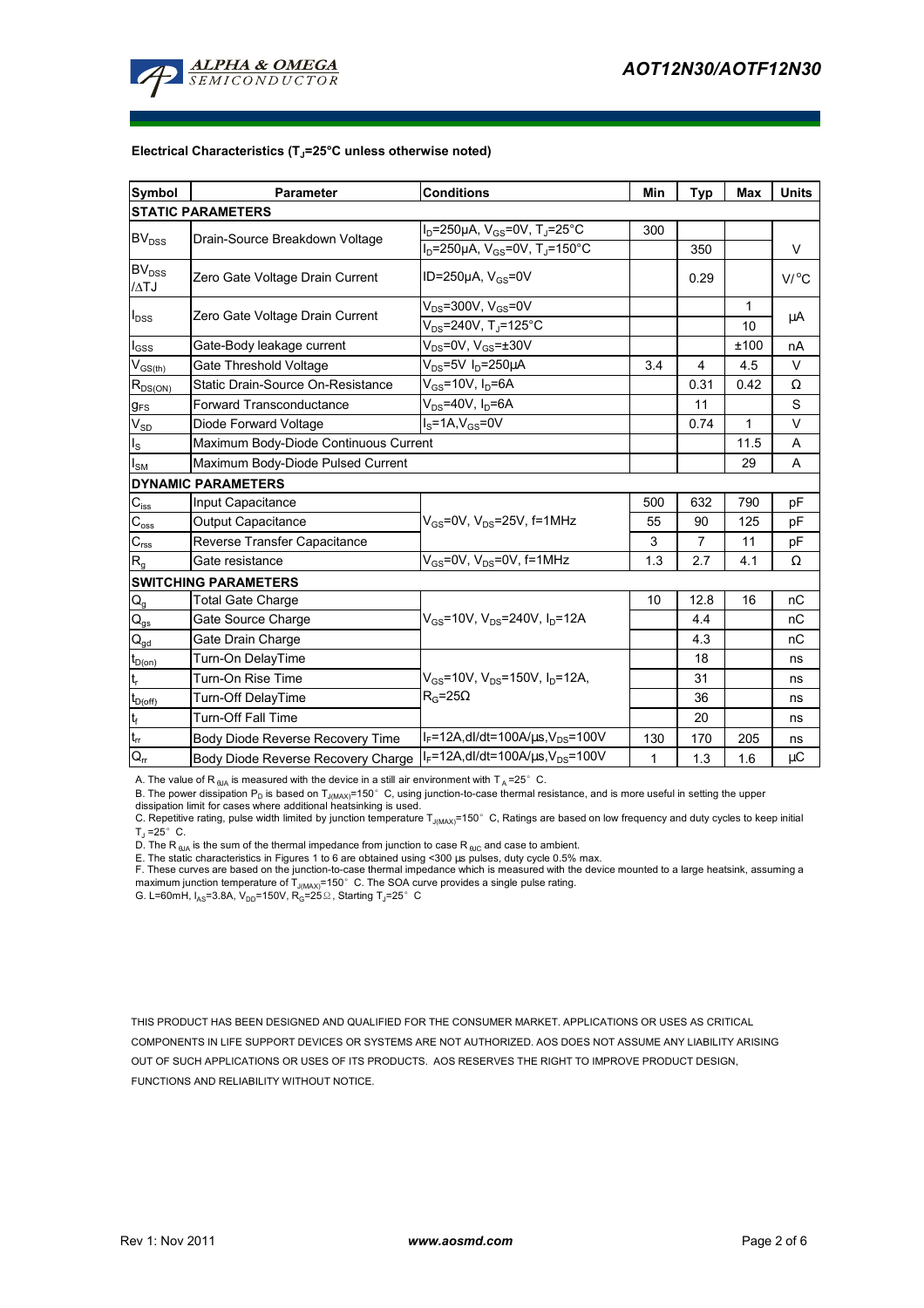**Electrical Characteristics ($T_J$=25°C unless otherwise noted)**

| Symbol | Parameter | Conditions | Min | Typ | Max | Units |
|---|---|---|---|---|---|---|
| **STATIC PARAMETERS** | | | | | | |
| $BV_{DSS}$ | Drain-Source Breakdown Voltage | $I_D$=250µA, $V_{GS}$=0V, $T_J$=25°C | 300 | | | V |
| | | $I_D$=250µA, $V_{GS}$=0V, $T_J$=150°C | | 350 | | |
| $BV_{DSS}$ /ΔTJ | Zero Gate Voltage Drain Current | ID=250µA, $V_{GS}$=0V | | 0.29 | | V/°C |
| $I_{DSS}$ | Zero Gate Voltage Drain Current | $V_{DS}$=300V, $V_{GS}$=0V | | | 1 | µA |
| | | $V_{DS}$=240V, $T_J$=125°C | | | 10 | |
| $I_{GSS}$ | Gate-Body leakage current | $V_{DS}$=0V, $V_{GS}$=±30V | | | ±100 | nA |
| $V_{GS(th)}$ | Gate Threshold Voltage | $V_{DS}$=5V $I_D$=250µA | 3.4 | 4 | 4.5 | V |
| $R_{DS(ON)}$ | Static Drain-Source On-Resistance | $V_{GS}$=10V, $I_D$=6A | | 0.31 | 0.42 | Ω |
| $g_{FS}$ | Forward Transconductance | $V_{DS}$=40V, $I_D$=6A | | 11 | | S |
| $V_{SD}$ | Diode Forward Voltage | $I_S$=1A,$V_{GS}$=0V | | 0.74 | 1 | V |
| $I_S$ | Maximum Body-Diode Continuous Current | | | | 11.5 | A |
| $I_{SM}$ | Maximum Body-Diode Pulsed Current | | | | 29 | A |
| **DYNAMIC PARAMETERS** | | | | | | |
| $C_{iss}$ | Input Capacitance | $V_{GS}$=0V, $V_{DS}$=25V, f=1MHz | 500 | 632 | 790 | pF |
| $C_{oss}$ | Output Capacitance | | 55 | 90 | 125 | pF |
| $C_{rss}$ | Reverse Transfer Capacitance | | 3 | 7 | 11 | pF |
| $R_g$ | Gate resistance | $V_{GS}$=0V, $V_{DS}$=0V, f=1MHz | 1.3 | 2.7 | 4.1 | Ω |
| **SWITCHING PARAMETERS** | | | | | | |
| $Q_g$ | Total Gate Charge | $V_{GS}$=10V, $V_{DS}$=240V, $I_D$=12A | 10 | 12.8 | 16 | nC |
| $Q_{gs}$ | Gate Source Charge | | | 4.4 | | nC |
| $Q_{gd}$ | Gate Drain Charge | | | 4.3 | | nC |
| $t_{D(on)}$ | Turn-On DelayTime | $V_{GS}$=10V, $V_{DS}$=150V, $I_D$=12A, $R_G$=25Ω | | 18 | | ns |
| $t_r$ | Turn-On Rise Time | | | 31 | | ns |
| $t_{D(off)}$ | Turn-Off DelayTime | | | 36 | | ns |
| $t_f$ | Turn-Off Fall Time | | | 20 | | ns |
| $t_{rr}$ | Body Diode Reverse Recovery Time | $I_F$=12A,dI/dt=100A/µs,$V_{DS}$=100V | 130 | 170 | 205 | ns |
| $Q_{rr}$ | Body Diode Reverse Recovery Charge | $I_F$=12A,dI/dt=100A/µs,$V_{DS}$=100V | 1 | 1.3 | 1.6 | µC |

A. The value of $R_{\theta JA}$ is measured with the device in a still air environment with $T_A$=25°C.
B. The power dissipation $P_D$ is based on $T_{J(MAX)}$=150°C, using junction-to-case thermal resistance, and is more useful in setting the upper dissipation limit for cases where additional heatsinking is used.
C. Repetitive rating, pulse width limited by junction temperature $T_{J(MAX)}$=150°C, Ratings are based on low frequency and duty cycles to keep initial $T_J$=25°C.
D. The $R_{\theta JA}$ is the sum of the thermal impedance from junction to case $R_{\theta JC}$ and case to ambient.
E. The static characteristics in Figures 1 to 6 are obtained using <300 µs pulses, duty cycle 0.5% max.
F. These curves are based on the junction-to-case thermal impedance which is measured with the device mounted to a large heatsink, assuming a maximum junction temperature of $T_{J(MAX)}$=150°C. The SOA curve provides a single pulse rating.
G. L=60mH, $I_{AS}$=3.8A, $V_{DD}$=150V, $R_G$=25Ω, Starting $T_J$=25°C

THIS PRODUCT HAS BEEN DESIGNED AND QUALIFIED FOR THE CONSUMER MARKET. APPLICATIONS OR USES AS CRITICAL COMPONENTS IN LIFE SUPPORT DEVICES OR SYSTEMS ARE NOT AUTHORIZED. AOS DOES NOT ASSUME ANY LIABILITY ARISING OUT OF SUCH APPLICATIONS OR USES OF ITS PRODUCTS. AOS RESERVES THE RIGHT TO IMPROVE PRODUCT DESIGN, FUNCTIONS AND RELIABILITY WITHOUT NOTICE.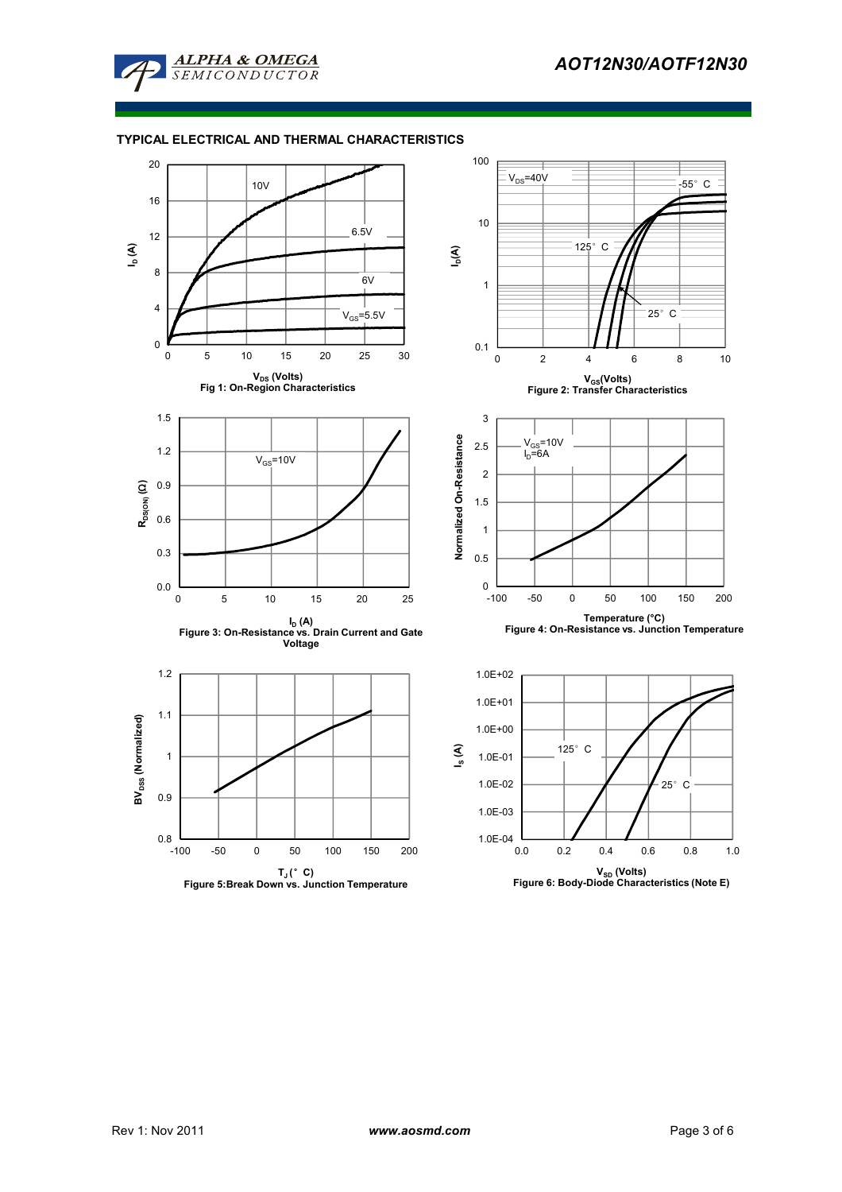## TYPICAL ELECTRICAL AND THERMAL CHARACTERISTICS

Fig 1: On-Region Characteristics

Figure 2: Transfer Characteristics

Figure 3: On-Resistance vs. Drain Current and Gate Voltage

Figure 4: On-Resistance vs. Junction Temperature

Figure 5: Break Down vs. Junction Temperature

Figure 6: Body-Diode Characteristics (Note E)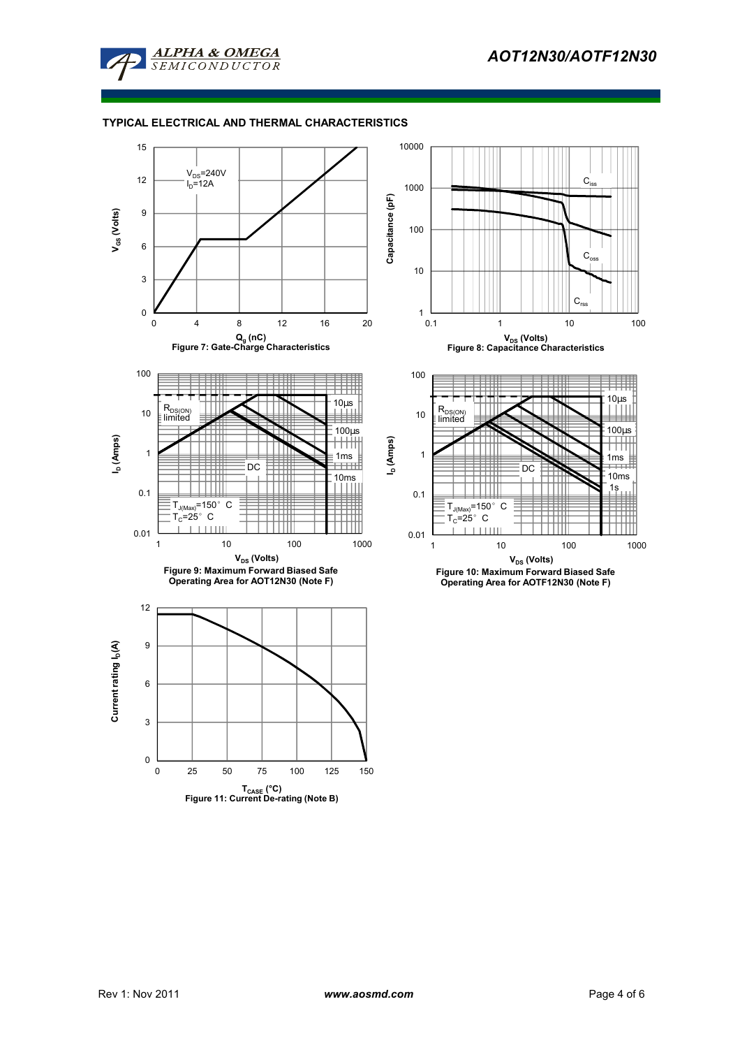## TYPICAL ELECTRICAL AND THERMAL CHARACTERISTICS

Figure 7: Gate-Charge Characteristics

Figure 8: Capacitance Characteristics

Figure 9: Maximum Forward Biased Safe Operating Area for AOT12N30 (Note F)

Figure 10: Maximum Forward Biased Safe Operating Area for AOTF12N30 (Note F)

Figure 11: Current De-rating (Note B)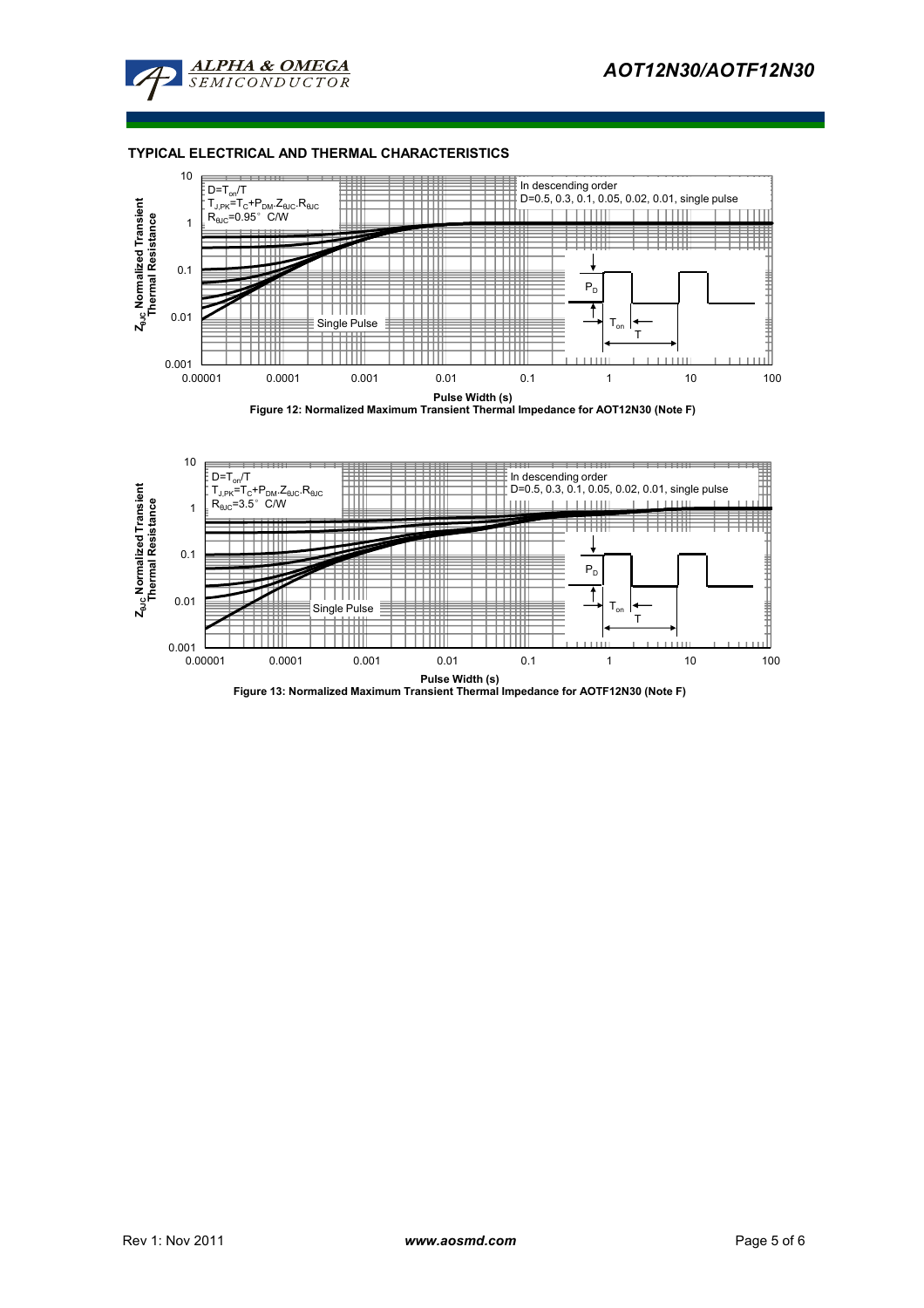## TYPICAL ELECTRICAL AND THERMAL CHARACTERISTICS

$D=T_{on}/T$
$T_{J,PK}=T_C+P_{DM}.Z_{\theta JC}.R_{\theta JC}$
$R_{\theta JC}=0.95°C/W$

In descending order
D=0.5, 0.3, 0.1, 0.05, 0.02, 0.01, single pulse

Single Pulse

$Z_{\theta JC}$ Normalized Transient Thermal Resistance

Pulse Width (s)

Figure 12: Normalized Maximum Transient Thermal Impedance for AOT12N30 (Note F)

$D=T_{on}/T$
$T_{J,PK}=T_C+P_{DM}.Z_{\theta JC}.R_{\theta JC}$
$R_{\theta JC}=3.5°C/W$

In descending order
D=0.5, 0.3, 0.1, 0.05, 0.02, 0.01, single pulse

Single Pulse

$Z_{\theta JC}$ Normalized Transient Thermal Resistance

Pulse Width (s)

Figure 13: Normalized Maximum Transient Thermal Impedance for AOTF12N30 (Note F)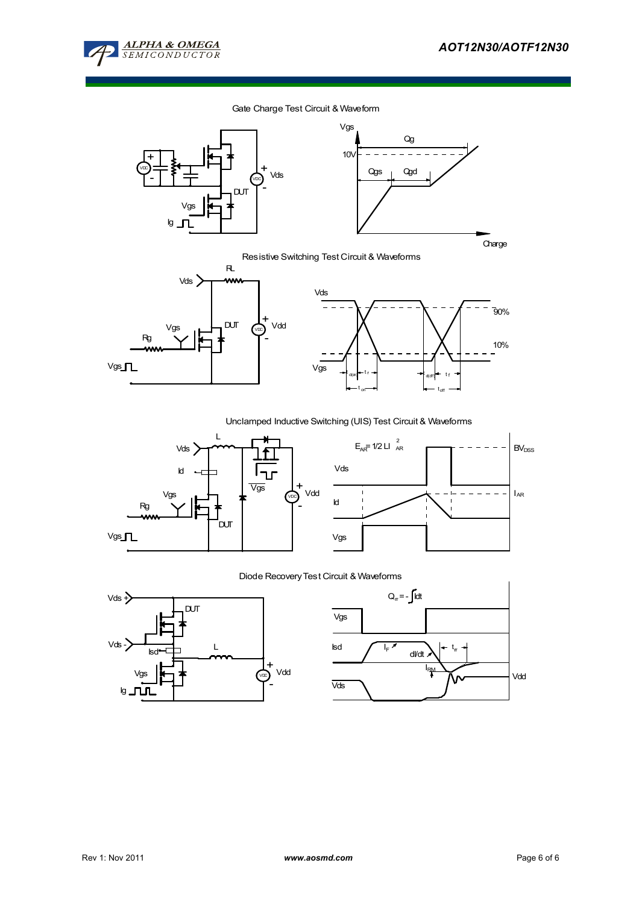## Gate Charge Test Circuit & Waveform

VDC
+
-
DUT
Vgs
Ig
+
VDC
Vds
-

Vgs
10V
Qg
Qgs
Qgd
Charge

## Resistive Switching Test Circuit & Waveforms

Vds
RL
Vgs
DUT
Rg
Vgs
+
VDC
Vdd
-

Vds
90%
10%
Vgs
$t_{d(on)}$
$t_r$
$t_{on}$
$t_{d(off)}$
$t_f$
$t_{off}$

## Unclamped Inductive Switching (UIS) Test Circuit & Waveforms

L
Vds
Id
Vgs
Rg
Vgs
DUT
Vgs
+
VDC
Vdd
-

$E_{AR} = 1/2\ LI_{AR}^2$
Vds
$BV_{DSS}$
Id
$I_{AR}$
Vgs

## Diode Recovery Test Circuit & Waveforms

Vds +
DUT
Vds -
Isd
L
Vgs
Ig
+
VDC
Vdd
-

$Q_{rr} = -\int Idt$
Vgs
Isd
$I_F$
dI/dt
$t_{rr}$
$I_{RM}$
Vds
Vdd